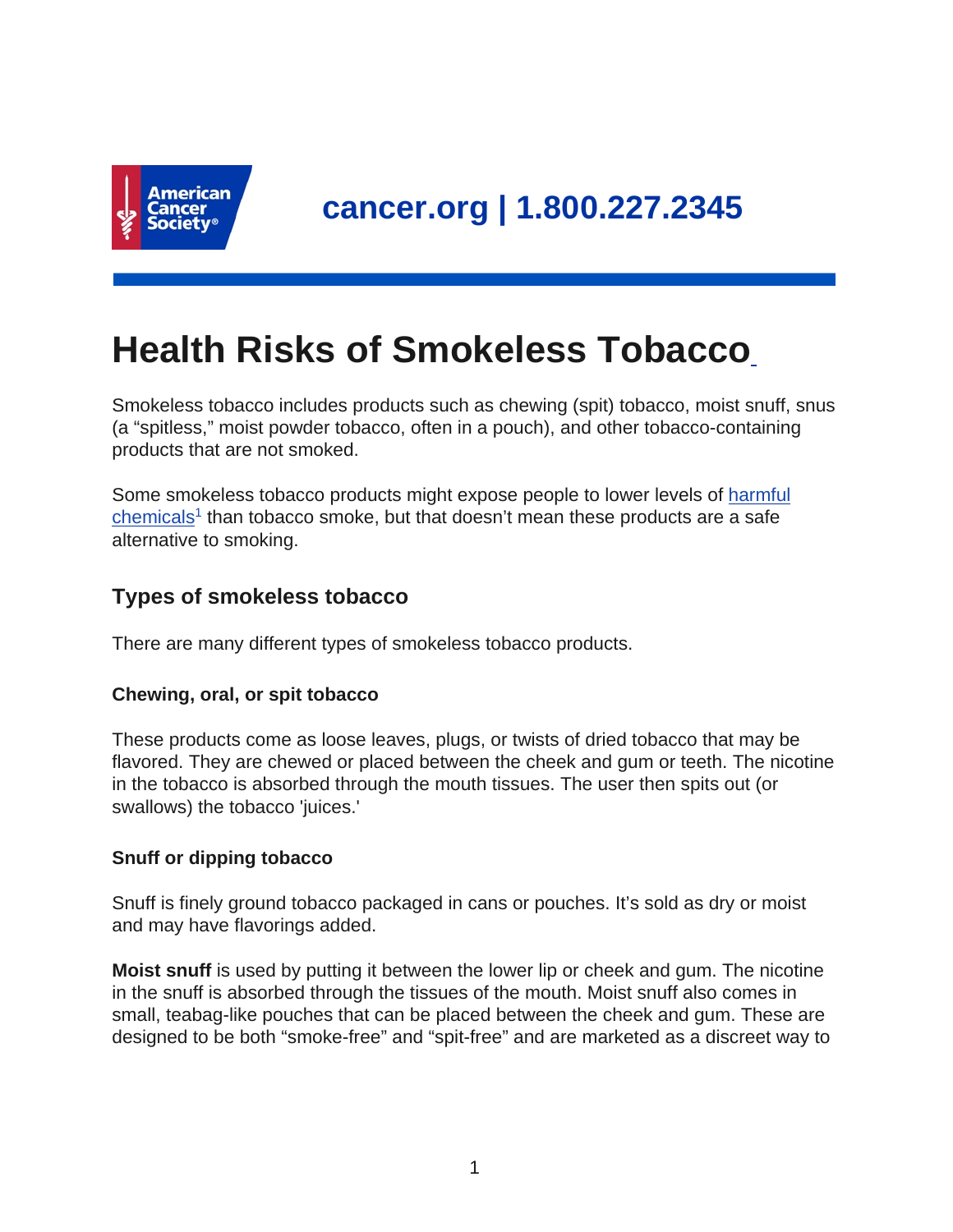cancer.org | 1.800.227.2345

# Health Risks of Smokeless Tobacco

Smokeless tobacco includes products such as chewing (spit) tobacco, moist snuff, snus (a "spitless," moist powder tobacco, often in a pouch), and other tobacco-containing products that are not smoked.

Some smokeless tobacco products might expose people to lower levels of harmful chemicals[1] than tobacco smoke, but that doesn't mean these products are a safe alternative to smoking.

## Types of smokeless tobacco

There are many different types of smokeless tobacco products.

### Chewing, oral, or spit tobacco

These products come as loose leaves, plugs, or twists of dried tobacco that may be flavored. They are chewed or placed between the cheek and gum or teeth. The nicotine in the tobacco is absorbed through the mouth tissues. The user then spits out (or swallows) the tobacco 'juices.'

### Snuff or dipping tobacco

Snuff is finely ground tobacco packaged in cans or pouches. It's sold as dry or moist and may have flavorings added.

**Moist snuff** is used by putting it between the lower lip or cheek and gum. The nicotine in the snuff is absorbed through the tissues of the mouth. Moist snuff also comes in small, teabag-like pouches that can be placed between the cheek and gum. These are designed to be both "smoke-free" and "spit-free" and are marketed as a discreet way to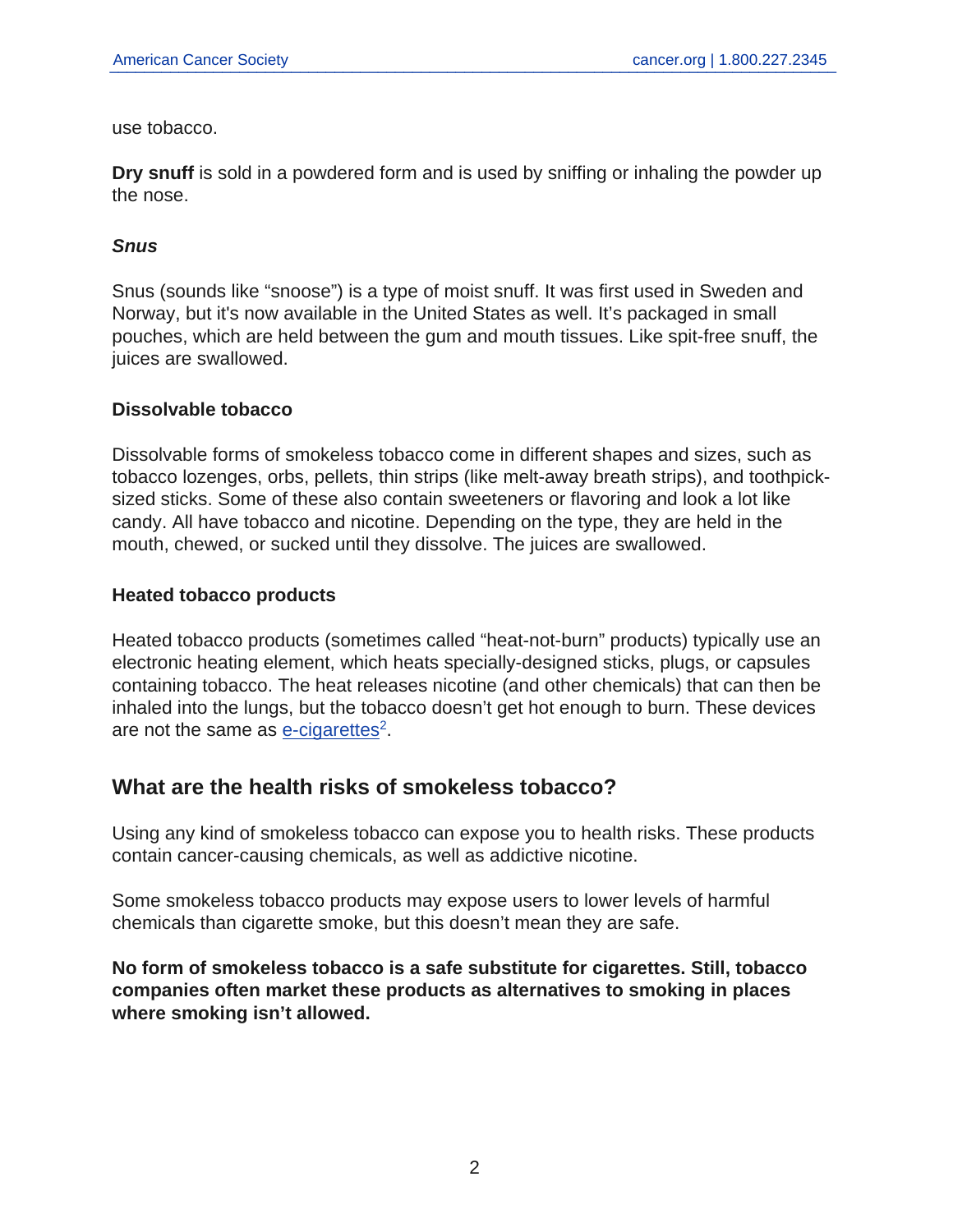use tobacco.

**Dry snuff** is sold in a powdered form and is used by sniffing or inhaling the powder up the nose.

#### ***Snus***

Snus (sounds like "snoose") is a type of moist snuff. It was first used in Sweden and Norway, but it's now available in the United States as well. It's packaged in small pouches, which are held between the gum and mouth tissues. Like spit-free snuff, the juices are swallowed.

### Dissolvable tobacco

Dissolvable forms of smokeless tobacco come in different shapes and sizes, such as tobacco lozenges, orbs, pellets, thin strips (like melt-away breath strips), and toothpick-sized sticks. Some of these also contain sweeteners or flavoring and look a lot like candy. All have tobacco and nicotine. Depending on the type, they are held in the mouth, chewed, or sucked until they dissolve. The juices are swallowed.

### Heated tobacco products

Heated tobacco products (sometimes called "heat-not-burn" products) typically use an electronic heating element, which heats specially-designed sticks, plugs, or capsules containing tobacco. The heat releases nicotine (and other chemicals) that can then be inhaled into the lungs, but the tobacco doesn't get hot enough to burn. These devices are not the same as e-cigarettes[2].

## What are the health risks of smokeless tobacco?

Using any kind of smokeless tobacco can expose you to health risks. These products contain cancer-causing chemicals, as well as addictive nicotine.

Some smokeless tobacco products may expose users to lower levels of harmful chemicals than cigarette smoke, but this doesn't mean they are safe.

**No form of smokeless tobacco is a safe substitute for cigarettes. Still, tobacco companies often market these products as alternatives to smoking in places where smoking isn't allowed.**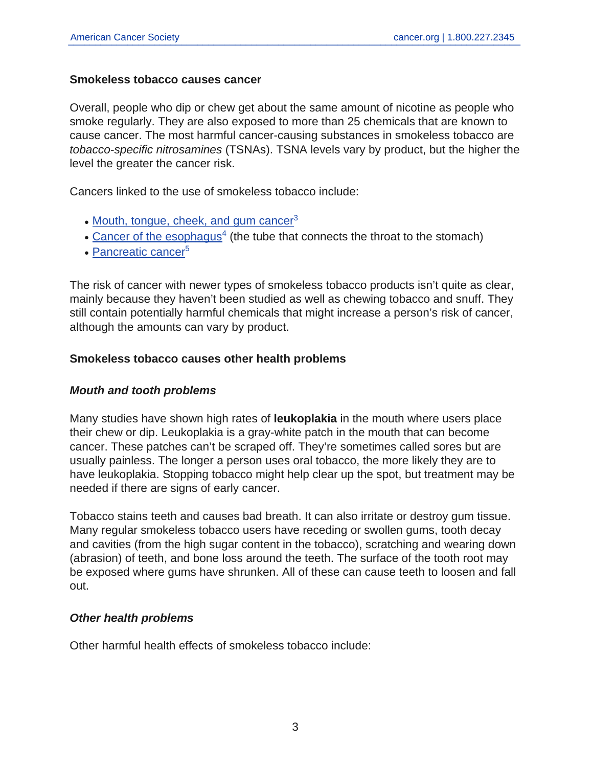### Smokeless tobacco causes cancer

Overall, people who dip or chew get about the same amount of nicotine as people who smoke regularly. They are also exposed to more than 25 chemicals that are known to cause cancer. The most harmful cancer-causing substances in smokeless tobacco are *tobacco-specific nitrosamines* (TSNAs). TSNA levels vary by product, but the higher the level the greater the cancer risk.

Cancers linked to the use of smokeless tobacco include:

- Mouth, tongue, cheek, and gum cancer[3]
- Cancer of the esophagus[4] (the tube that connects the throat to the stomach)
- Pancreatic cancer[5]

The risk of cancer with newer types of smokeless tobacco products isn't quite as clear, mainly because they haven't been studied as well as chewing tobacco and snuff. They still contain potentially harmful chemicals that might increase a person's risk of cancer, although the amounts can vary by product.

### Smokeless tobacco causes other health problems

#### *Mouth and tooth problems*

Many studies have shown high rates of **leukoplakia** in the mouth where users place their chew or dip. Leukoplakia is a gray-white patch in the mouth that can become cancer. These patches can't be scraped off. They're sometimes called sores but are usually painless. The longer a person uses oral tobacco, the more likely they are to have leukoplakia. Stopping tobacco might help clear up the spot, but treatment may be needed if there are signs of early cancer.

Tobacco stains teeth and causes bad breath. It can also irritate or destroy gum tissue. Many regular smokeless tobacco users have receding or swollen gums, tooth decay and cavities (from the high sugar content in the tobacco), scratching and wearing down (abrasion) of teeth, and bone loss around the teeth. The surface of the tooth root may be exposed where gums have shrunken. All of these can cause teeth to loosen and fall out.

#### *Other health problems*

Other harmful health effects of smokeless tobacco include: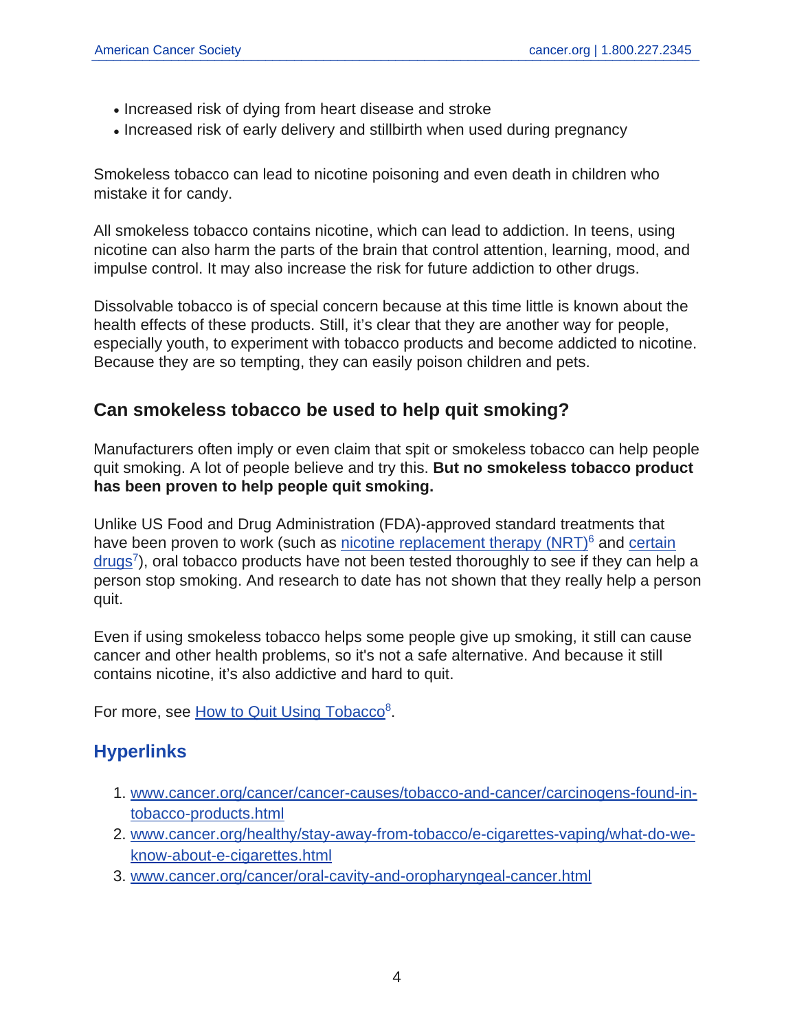- Increased risk of dying from heart disease and stroke
- Increased risk of early delivery and stillbirth when used during pregnancy

Smokeless tobacco can lead to nicotine poisoning and even death in children who mistake it for candy.

All smokeless tobacco contains nicotine, which can lead to addiction. In teens, using nicotine can also harm the parts of the brain that control attention, learning, mood, and impulse control. It may also increase the risk for future addiction to other drugs.

Dissolvable tobacco is of special concern because at this time little is known about the health effects of these products. Still, it's clear that they are another way for people, especially youth, to experiment with tobacco products and become addicted to nicotine. Because they are so tempting, they can easily poison children and pets.

## Can smokeless tobacco be used to help quit smoking?

Manufacturers often imply or even claim that spit or smokeless tobacco can help people quit smoking. A lot of people believe and try this. **But no smokeless tobacco product has been proven to help people quit smoking.**

Unlike US Food and Drug Administration (FDA)-approved standard treatments that have been proven to work (such as nicotine replacement therapy (NRT)[6] and certain drugs[7]), oral tobacco products have not been tested thoroughly to see if they can help a person stop smoking. And research to date has not shown that they really help a person quit.

Even if using smokeless tobacco helps some people give up smoking, it still can cause cancer and other health problems, so it's not a safe alternative. And because it still contains nicotine, it's also addictive and hard to quit.

For more, see How to Quit Using Tobacco[8].

## Hyperlinks

1. www.cancer.org/cancer/cancer-causes/tobacco-and-cancer/carcinogens-found-in-tobacco-products.html
2. www.cancer.org/healthy/stay-away-from-tobacco/e-cigarettes-vaping/what-do-we-know-about-e-cigarettes.html
3. www.cancer.org/cancer/oral-cavity-and-oropharyngeal-cancer.html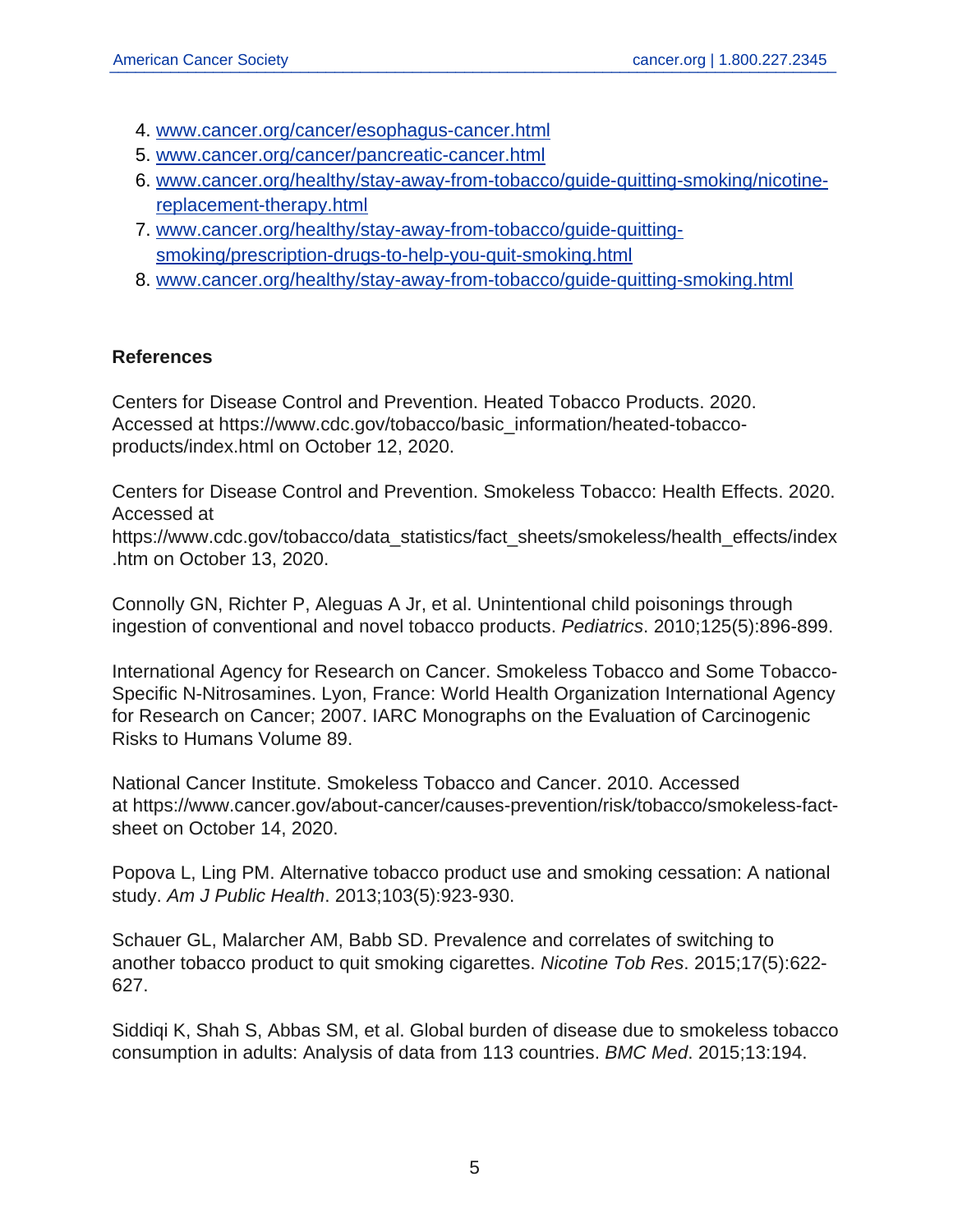4. www.cancer.org/cancer/esophagus-cancer.html
5. www.cancer.org/cancer/pancreatic-cancer.html
6. www.cancer.org/healthy/stay-away-from-tobacco/guide-quitting-smoking/nicotine-replacement-therapy.html
7. www.cancer.org/healthy/stay-away-from-tobacco/guide-quitting-smoking/prescription-drugs-to-help-you-quit-smoking.html
8. www.cancer.org/healthy/stay-away-from-tobacco/guide-quitting-smoking.html

## References

Centers for Disease Control and Prevention. Heated Tobacco Products. 2020. Accessed at https://www.cdc.gov/tobacco/basic_information/heated-tobacco-products/index.html on October 12, 2020.

Centers for Disease Control and Prevention. Smokeless Tobacco: Health Effects. 2020. Accessed at https://www.cdc.gov/tobacco/data_statistics/fact_sheets/smokeless/health_effects/index.htm on October 13, 2020.

Connolly GN, Richter P, Aleguas A Jr, et al. Unintentional child poisonings through ingestion of conventional and novel tobacco products. *Pediatrics*. 2010;125(5):896-899.

International Agency for Research on Cancer. Smokeless Tobacco and Some Tobacco-Specific N-Nitrosamines. Lyon, France: World Health Organization International Agency for Research on Cancer; 2007. IARC Monographs on the Evaluation of Carcinogenic Risks to Humans Volume 89.

National Cancer Institute. Smokeless Tobacco and Cancer. 2010. Accessed at https://www.cancer.gov/about-cancer/causes-prevention/risk/tobacco/smokeless-fact-sheet on October 14, 2020.

Popova L, Ling PM. Alternative tobacco product use and smoking cessation: A national study. *Am J Public Health*. 2013;103(5):923-930.

Schauer GL, Malarcher AM, Babb SD. Prevalence and correlates of switching to another tobacco product to quit smoking cigarettes. *Nicotine Tob Res*. 2015;17(5):622-627.

Siddiqi K, Shah S, Abbas SM, et al. Global burden of disease due to smokeless tobacco consumption in adults: Analysis of data from 113 countries. *BMC Med*. 2015;13:194.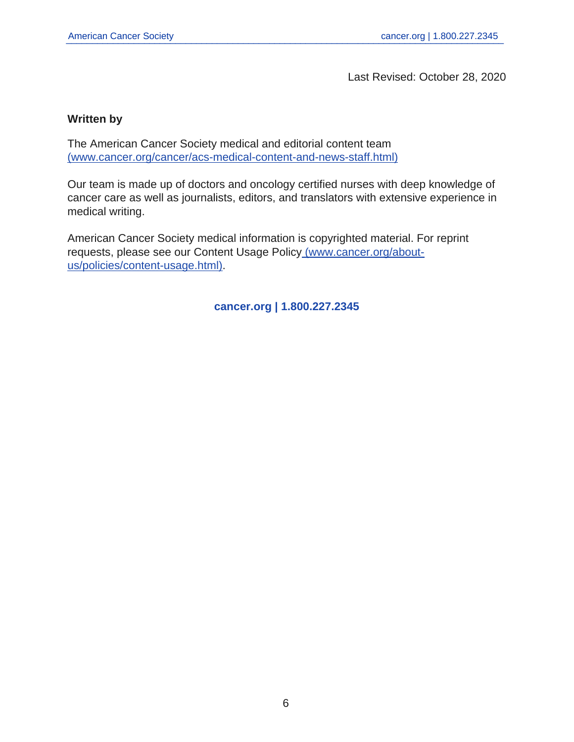Last Revised: October 28, 2020

**Written by**

The American Cancer Society medical and editorial content team (www.cancer.org/cancer/acs-medical-content-and-news-staff.html)

Our team is made up of doctors and oncology certified nurses with deep knowledge of cancer care as well as journalists, editors, and translators with extensive experience in medical writing.

American Cancer Society medical information is copyrighted material. For reprint requests, please see our Content Usage Policy (www.cancer.org/about-us/policies/content-usage.html).

**cancer.org | 1.800.227.2345**